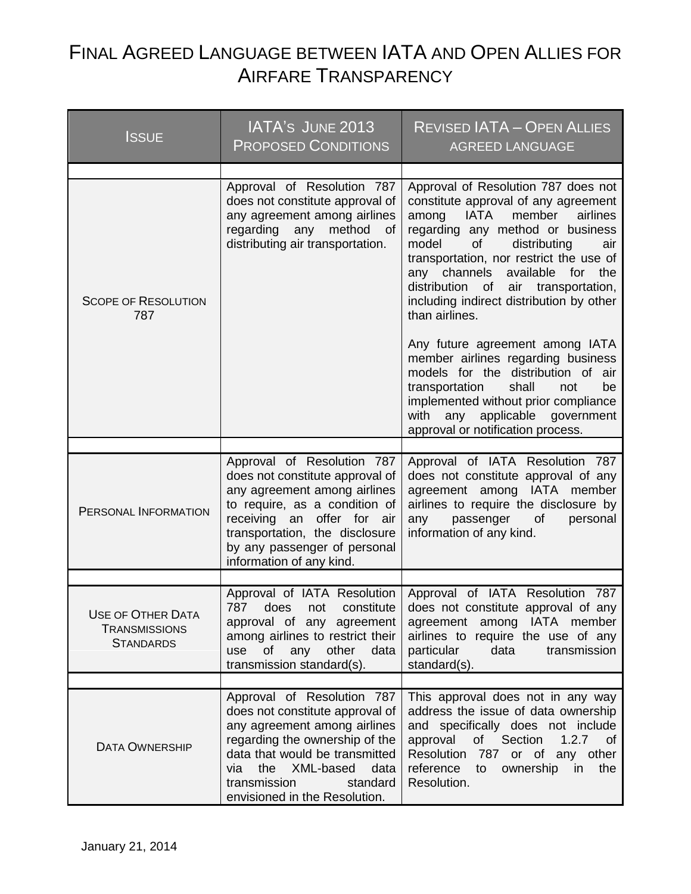# Final Agreed Language between IATA and Open Allies for Airfare Transparency

| Issue | IATA's June 2013 Proposed Conditions | Revised IATA – Open Allies agreed language |
|---|---|---|
| Scope of Resolution 787 | Approval of Resolution 787 does not constitute approval of any agreement among airlines regarding any method of distributing air transportation. | Approval of Resolution 787 does not constitute approval of any agreement among IATA member airlines regarding any method or business model of distributing air transportation, nor restrict the use of any channels available for the distribution of air transportation, including indirect distribution by other than airlines.<br><br>Any future agreement among IATA member airlines regarding business models for the distribution of air transportation shall not be implemented without prior compliance with any applicable government approval or notification process. |
| Personal Information | Approval of Resolution 787 does not constitute approval of any agreement among airlines to require, as a condition of receiving an offer for air transportation, the disclosure by any passenger of personal information of any kind. | Approval of IATA Resolution 787 does not constitute approval of any agreement among IATA member airlines to require the disclosure by any passenger of personal information of any kind. |
| Use of Other Data Transmissions Standards | Approval of IATA Resolution 787 does not constitute approval of any agreement among airlines to restrict their use of any other data transmission standard(s). | Approval of IATA Resolution 787 does not constitute approval of any agreement among IATA member airlines to require the use of any particular data transmission standard(s). |
| Data Ownership | Approval of Resolution 787 does not constitute approval of any agreement among airlines regarding the ownership of the data that would be transmitted via the XML-based data transmission standard envisioned in the Resolution. | This approval does not in any way address the issue of data ownership and specifically does not include approval of Section 1.2.7 of Resolution 787 or of any other reference to ownership in the Resolution. |

January 21, 2014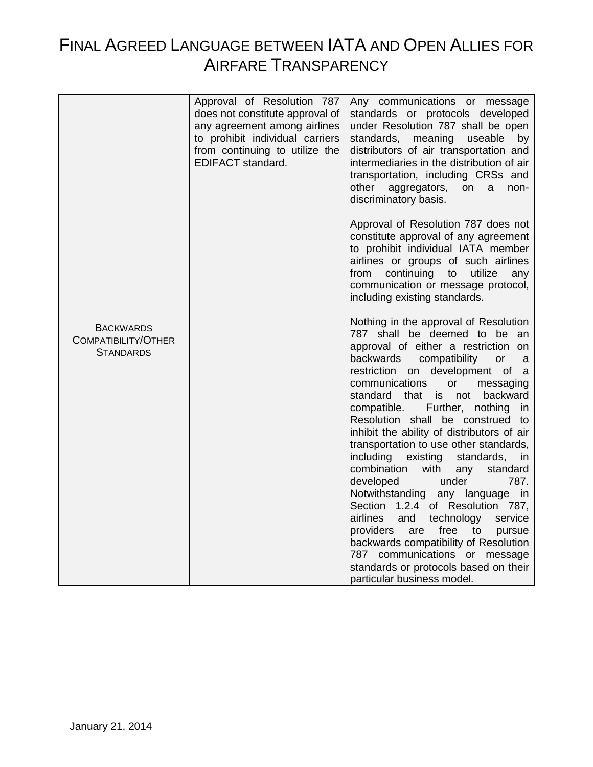# Final Agreed Language between IATA and Open Allies for Airfare Transparency

| | | |
|---|---|---|
| Backwards Compatibility/Other Standards | Approval of Resolution 787 does not constitute approval of any agreement among airlines to prohibit individual carriers from continuing to utilize the EDIFACT standard. | Any communications or message standards or protocols developed under Resolution 787 shall be open standards, meaning useable by distributors of air transportation and intermediaries in the distribution of air transportation, including CRSs and other aggregators, on a non-discriminatory basis.<br><br>Approval of Resolution 787 does not constitute approval of any agreement to prohibit individual IATA member airlines or groups of such airlines from continuing to utilize any communication or message protocol, including existing standards.<br><br>Nothing in the approval of Resolution 787 shall be deemed to be an approval of either a restriction on backwards compatibility or a restriction on development of a communications or messaging standard that is not backward compatible. Further, nothing in Resolution shall be construed to inhibit the ability of distributors of air transportation to use other standards, including existing standards, in combination with any standard developed under 787. Notwithstanding any language in Section 1.2.4 of Resolution 787, airlines and technology service providers are free to pursue backwards compatibility of Resolution 787 communications or message standards or protocols based on their particular business model. |

January 21, 2014